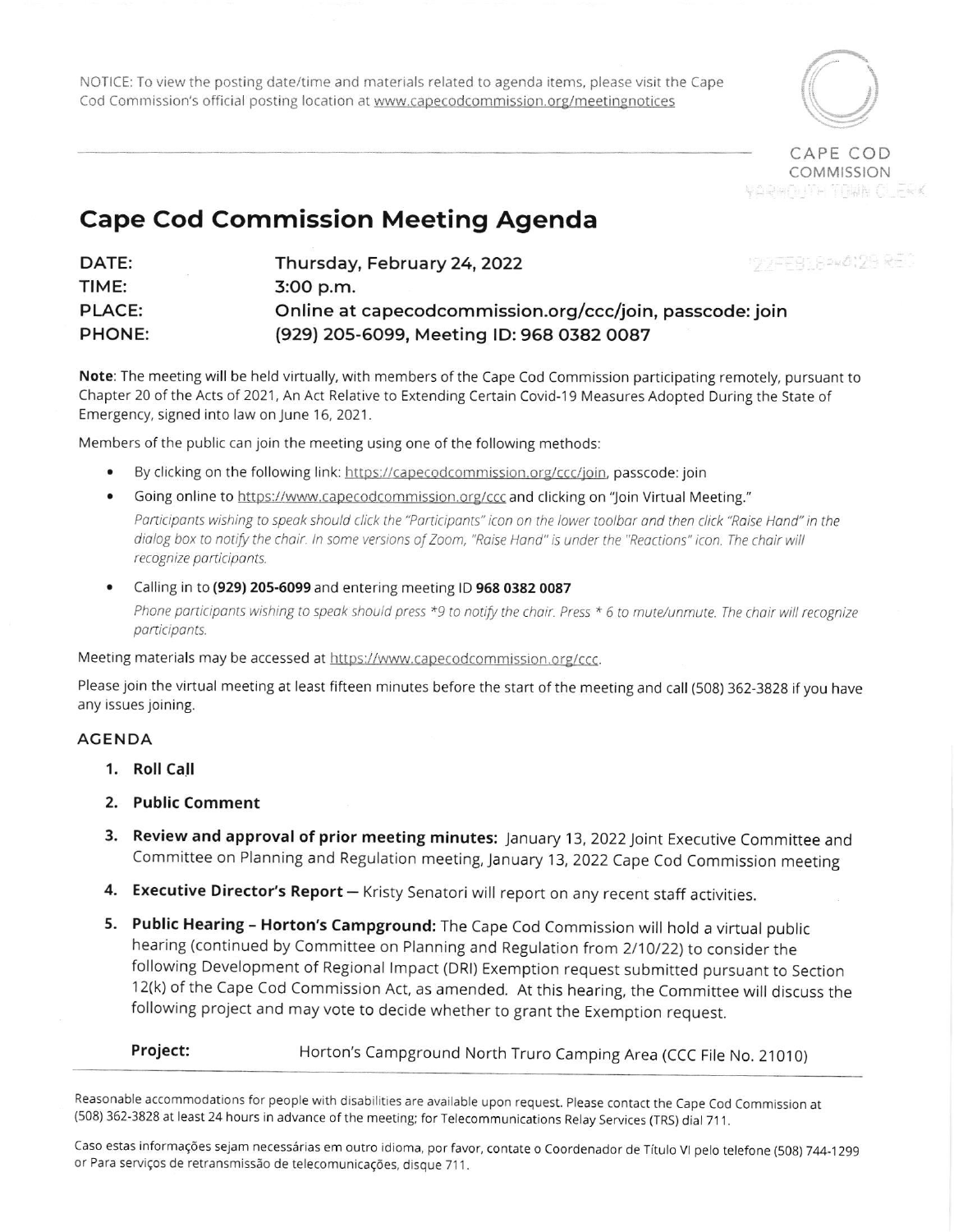NOTICE: To view the posting date/time and materials related to agenda items, please visit the Cape Cod Commission's official posting location at www.capecodcommission.org/meetingnotices

CAPE COD COMMISSION

YARMOUTH TOWN CLERK

'22FEB18PM4:29 REC

# Cape Cod Commission Meeting Agenda

**DATE:** Thursday, February 24, 2022
**TIME:** 3:00 p.m.
**PLACE:** Online at capecodcommission.org/ccc/join, passcode: join
**PHONE:** (929) 205-6099, Meeting ID: 968 0382 0087

**Note**: The meeting will be held virtually, with members of the Cape Cod Commission participating remotely, pursuant to Chapter 20 of the Acts of 2021, An Act Relative to Extending Certain Covid-19 Measures Adopted During the State of Emergency, signed into law on June 16, 2021.

Members of the public can join the meeting using one of the following methods:

- By clicking on the following link: https://capecodcommission.org/ccc/join, passcode: join
- Going online to https://www.capecodcommission.org/ccc and clicking on "Join Virtual Meeting."
  *Participants wishing to speak should click the "Participants" icon on the lower toolbar and then click "Raise Hand" in the dialog box to notify the chair. In some versions of Zoom, "Raise Hand" is under the "Reactions" icon. The chair will recognize participants.*
- Calling in to **(929) 205-6099** and entering meeting ID **968 0382 0087**
  *Phone participants wishing to speak should press *9 to notify the chair. Press * 6 to mute/unmute. The chair will recognize participants.*

Meeting materials may be accessed at https://www.capecodcommission.org/ccc.

Please join the virtual meeting at least fifteen minutes before the start of the meeting and call (508) 362-3828 if you have any issues joining.

## AGENDA

1. **Roll Call**
2. **Public Comment**
3. **Review and approval of prior meeting minutes:** January 13, 2022 Joint Executive Committee and Committee on Planning and Regulation meeting, January 13, 2022 Cape Cod Commission meeting
4. **Executive Director's Report** — Kristy Senatori will report on any recent staff activities.
5. **Public Hearing – Horton's Campground:** The Cape Cod Commission will hold a virtual public hearing (continued by Committee on Planning and Regulation from 2/10/22) to consider the following Development of Regional Impact (DRI) Exemption request submitted pursuant to Section 12(k) of the Cape Cod Commission Act, as amended. At this hearing, the Committee will discuss the following project and may vote to decide whether to grant the Exemption request.

   **Project:** Horton's Campground North Truro Camping Area (CCC File No. 21010)

Reasonable accommodations for people with disabilities are available upon request. Please contact the Cape Cod Commission at (508) 362-3828 at least 24 hours in advance of the meeting; for Telecommunications Relay Services (TRS) dial 711.

Caso estas informações sejam necessárias em outro idioma, por favor, contate o Coordenador de Título VI pelo telefone (508) 744-1299 or Para serviços de retransmissão de telecomunicações, disque 711.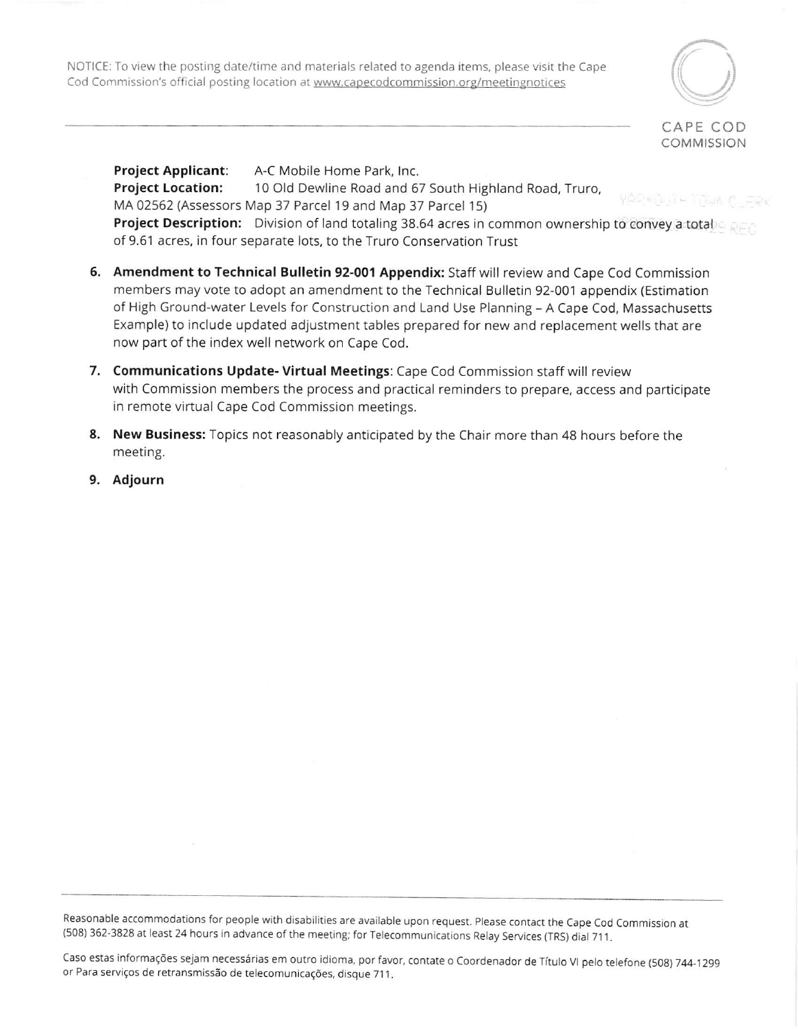NOTICE: To view the posting date/time and materials related to agenda items, please visit the Cape Cod Commission's official posting location at www.capecodcommission.org/meetingnotices

**Project Applicant**: A-C Mobile Home Park, Inc.
**Project Location:** 10 Old Dewline Road and 67 South Highland Road, Truro, MA 02562 (Assessors Map 37 Parcel 19 and Map 37 Parcel 15)
**Project Description:** Division of land totaling 38.64 acres in common ownership to convey a total of 9.61 acres, in four separate lots, to the Truro Conservation Trust

6. **Amendment to Technical Bulletin 92-001 Appendix:** Staff will review and Cape Cod Commission members may vote to adopt an amendment to the Technical Bulletin 92-001 appendix (Estimation of High Ground-water Levels for Construction and Land Use Planning – A Cape Cod, Massachusetts Example) to include updated adjustment tables prepared for new and replacement wells that are now part of the index well network on Cape Cod.
7. **Communications Update- Virtual Meetings**: Cape Cod Commission staff will review with Commission members the process and practical reminders to prepare, access and participate in remote virtual Cape Cod Commission meetings.
8. **New Business:** Topics not reasonably anticipated by the Chair more than 48 hours before the meeting.
9. **Adjourn**

Reasonable accommodations for people with disabilities are available upon request. Please contact the Cape Cod Commission at (508) 362-3828 at least 24 hours in advance of the meeting; for Telecommunications Relay Services (TRS) dial 711.

Caso estas informações sejam necessárias em outro idioma, por favor, contate o Coordenador de Título VI pelo telefone (508) 744-1299 or Para serviços de retransmissão de telecomunicações, disque 711.